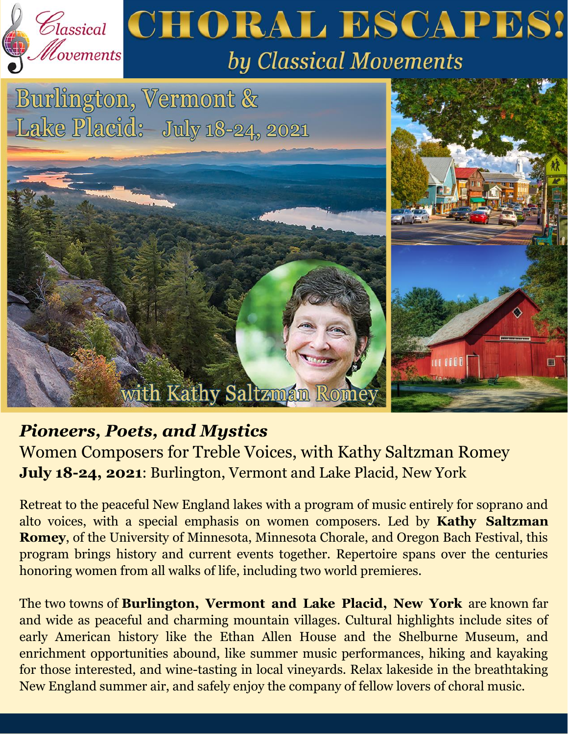# CHORAL ESCAPES!

*by Classical Movements*

## Burlington, Vermont & Lake Placid: July 18-24, 2021

with Kathy Saltzman Romey

### *Pioneers, Poets, and Mystics*

Women Composers for Treble Voices, with Kathy Saltzman Romey

**July 18-24, 2021**: Burlington, Vermont and Lake Placid, New York

Retreat to the peaceful New England lakes with a program of music entirely for soprano and alto voices, with a special emphasis on women composers. Led by **Kathy Saltzman Romey**, of the University of Minnesota, Minnesota Chorale, and Oregon Bach Festival, this program brings history and current events together. Repertoire spans over the centuries honoring women from all walks of life, including two world premieres.

The two towns of **Burlington, Vermont and Lake Placid, New York** are known far and wide as peaceful and charming mountain villages. Cultural highlights include sites of early American history like the Ethan Allen House and the Shelburne Museum, and enrichment opportunities abound, like summer music performances, hiking and kayaking for those interested, and wine-tasting in local vineyards. Relax lakeside in the breathtaking New England summer air, and safely enjoy the company of fellow lovers of choral music.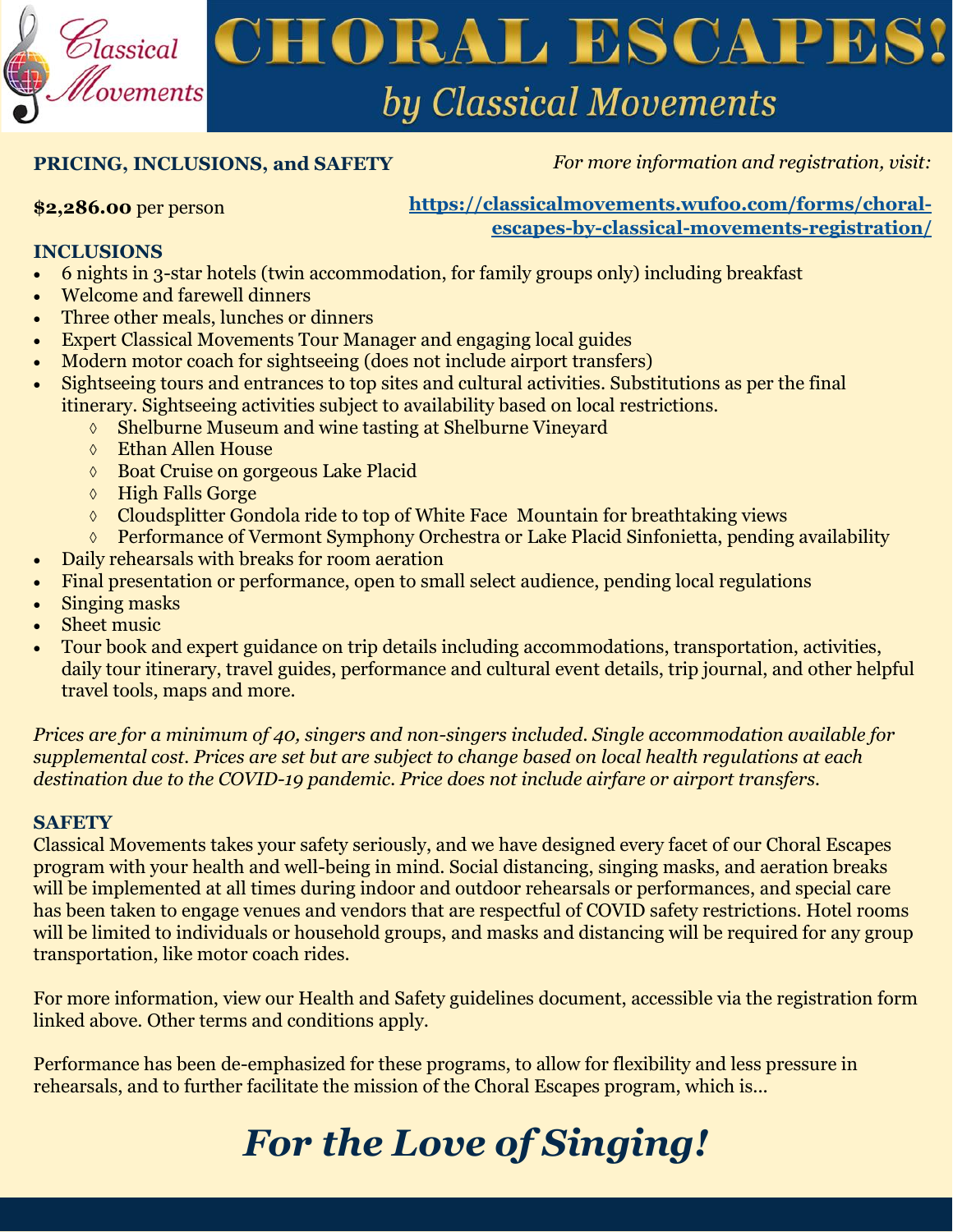# CHORAL ESCAPES!

## by Classical Movements

**PRICING, INCLUSIONS, and SAFETY**

*For more information and registration, visit:*

**https://classicalmovements.wufoo.com/forms/choral-escapes-by-classical-movements-registration/**

**$2,286.00** per person

**INCLUSIONS**

- 6 nights in 3-star hotels (twin accommodation, for family groups only) including breakfast
- Welcome and farewell dinners
- Three other meals, lunches or dinners
- Expert Classical Movements Tour Manager and engaging local guides
- Modern motor coach for sightseeing (does not include airport transfers)
- Sightseeing tours and entrances to top sites and cultural activities. Substitutions as per the final itinerary. Sightseeing activities subject to availability based on local restrictions.
  - Shelburne Museum and wine tasting at Shelburne Vineyard
  - Ethan Allen House
  - Boat Cruise on gorgeous Lake Placid
  - High Falls Gorge
  - Cloudsplitter Gondola ride to top of White Face Mountain for breathtaking views
  - Performance of Vermont Symphony Orchestra or Lake Placid Sinfonietta, pending availability
- Daily rehearsals with breaks for room aeration
- Final presentation or performance, open to small select audience, pending local regulations
- Singing masks
- Sheet music
- Tour book and expert guidance on trip details including accommodations, transportation, activities, daily tour itinerary, travel guides, performance and cultural event details, trip journal, and other helpful travel tools, maps and more.

*Prices are for a minimum of 40, singers and non-singers included. Single accommodation available for supplemental cost. Prices are set but are subject to change based on local health regulations at each destination due to the COVID-19 pandemic. Price does not include airfare or airport transfers.*

**SAFETY**

Classical Movements takes your safety seriously, and we have designed every facet of our Choral Escapes program with your health and well-being in mind. Social distancing, singing masks, and aeration breaks will be implemented at all times during indoor and outdoor rehearsals or performances, and special care has been taken to engage venues and vendors that are respectful of COVID safety restrictions. Hotel rooms will be limited to individuals or household groups, and masks and distancing will be required for any group transportation, like motor coach rides.

For more information, view our Health and Safety guidelines document, accessible via the registration form linked above. Other terms and conditions apply.

Performance has been de-emphasized for these programs, to allow for flexibility and less pressure in rehearsals, and to further facilitate the mission of the Choral Escapes program, which is...

# *For the Love of Singing!*